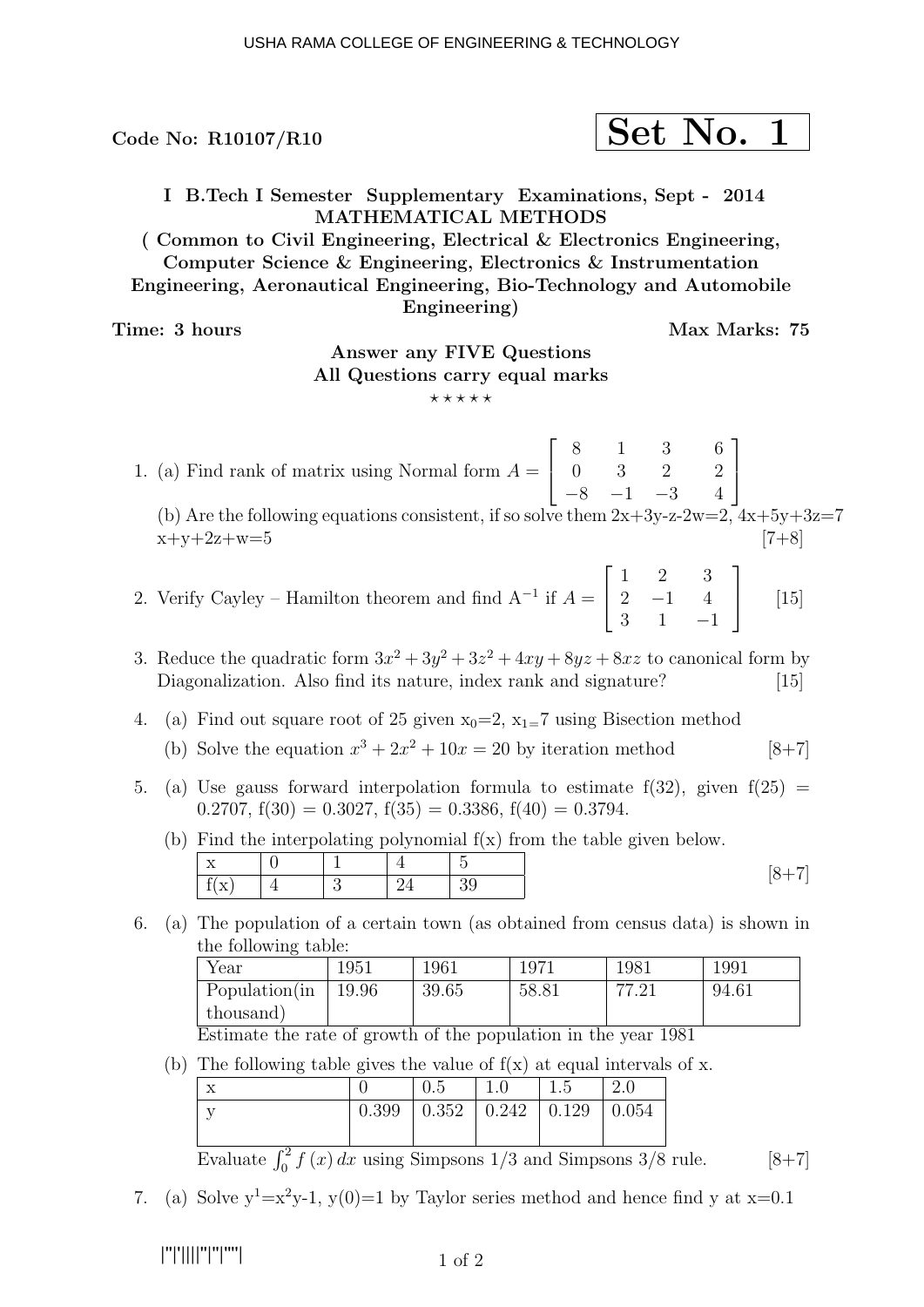USHA RAMA COLLEGE OF ENGINEERING & TECHNOLOGY

**Code No: R10107/R10** **Set No. 1**

**I B.Tech I Semester Supplementary Examinations, Sept - 2014**
**MATHEMATICAL METHODS**
**( Common to Civil Engineering, Electrical & Electronics Engineering, Computer Science & Engineering, Electronics & Instrumentation Engineering, Aeronautical Engineering, Bio-Technology and Automobile Engineering)**

**Time: 3 hours** **Max Marks: 75**

**Answer any FIVE Questions**
**All Questions carry equal marks**
⋆ ⋆ ⋆ ⋆ ⋆

1. (a) Find rank of matrix using Normal form $A = \begin{bmatrix} 8 & 1 & 3 & 6 \\ 0 & 3 & 2 & 2 \\ -8 & -1 & -3 & 4 \end{bmatrix}$

   (b) Are the following equations consistent, if so solve them 2x+3y-z-2w=2, 4x+5y+3z=7 x+y+2z+w=5 [7+8]

2. Verify Cayley – Hamilton theorem and find $A^{-1}$ if $A = \begin{bmatrix} 1 & 2 & 3 \\ 2 & -1 & 4 \\ 3 & 1 & -1 \end{bmatrix}$ [15]

3. Reduce the quadratic form $3x^2 + 3y^2 + 3z^2 + 4xy + 8yz + 8xz$ to canonical form by Diagonalization. Also find its nature, index rank and signature? [15]

4. (a) Find out square root of 25 given $x_0$=2, $x_1$=7 using Bisection method

   (b) Solve the equation $x^3 + 2x^2 + 10x = 20$ by iteration method [8+7]

5. (a) Use gauss forward interpolation formula to estimate f(32), given f(25) = 0.2707, f(30) = 0.3027, f(35) = 0.3386, f(40) = 0.3794.

   (b) Find the interpolating polynomial f(x) from the table given below.

   | x | 0 | 1 | 4 | 5 |
   |---|---|---|---|---|
   | f(x) | 4 | 3 | 24 | 39 |

   [8+7]

6. (a) The population of a certain town (as obtained from census data) is shown in the following table:

   | Year | 1951 | 1961 | 1971 | 1981 | 1991 |
   |---|---|---|---|---|---|
   | Population(in thousand) | 19.96 | 39.65 | 58.81 | 77.21 | 94.61 |

   Estimate the rate of growth of the population in the year 1981

   (b) The following table gives the value of f(x) at equal intervals of x.

   | x | 0 | 0.5 | 1.0 | 1.5 | 2.0 |
   |---|---|---|---|---|---|
   | y | 0.399 | 0.352 | 0.242 | 0.129 | 0.054 |

   Evaluate $\int_0^2 f(x)\,dx$ using Simpsons 1/3 and Simpsons 3/8 rule. [8+7]

7. (a) Solve $y^1$=$x^2$y-1, y(0)=1 by Taylor series method and hence find y at x=0.1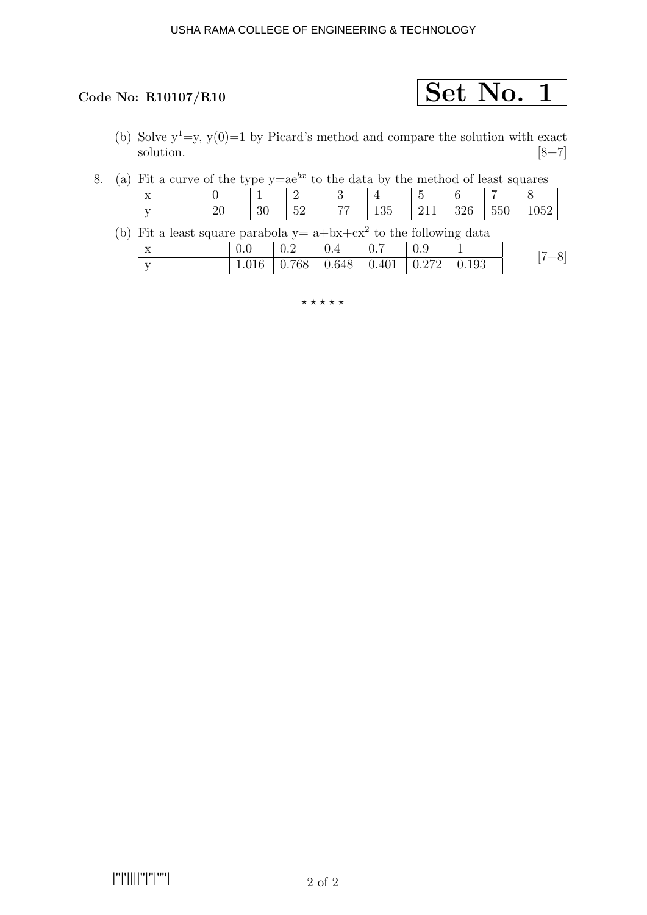**Code No: R10107/R10**

**Set No. 1**

(b) Solve $y^1$=y, y(0)=1 by Picard's method and compare the solution with exact solution. [8+7]

8. (a) Fit a curve of the type $y=ae^{bx}$ to the data by the method of least squares

| | | | | | | | | | |
|---|---|---|---|---|---|---|---|---|---|
| x | 0 | 1 | 2 | 3 | 4 | 5 | 6 | 7 | 8 |
| y | 20 | 30 | 52 | 77 | 135 | 211 | 326 | 550 | 1052 |

(b) Fit a least square parabola $y= a+bx+cx^2$ to the following data

| | | | | | | |
|---|---|---|---|---|---|---|
| x | 0.0 | 0.2 | 0.4 | 0.7 | 0.9 | 1 |
| y | 1.016 | 0.768 | 0.648 | 0.401 | 0.272 | 0.193 |

[7+8]

⋆ ⋆ ⋆ ⋆ ⋆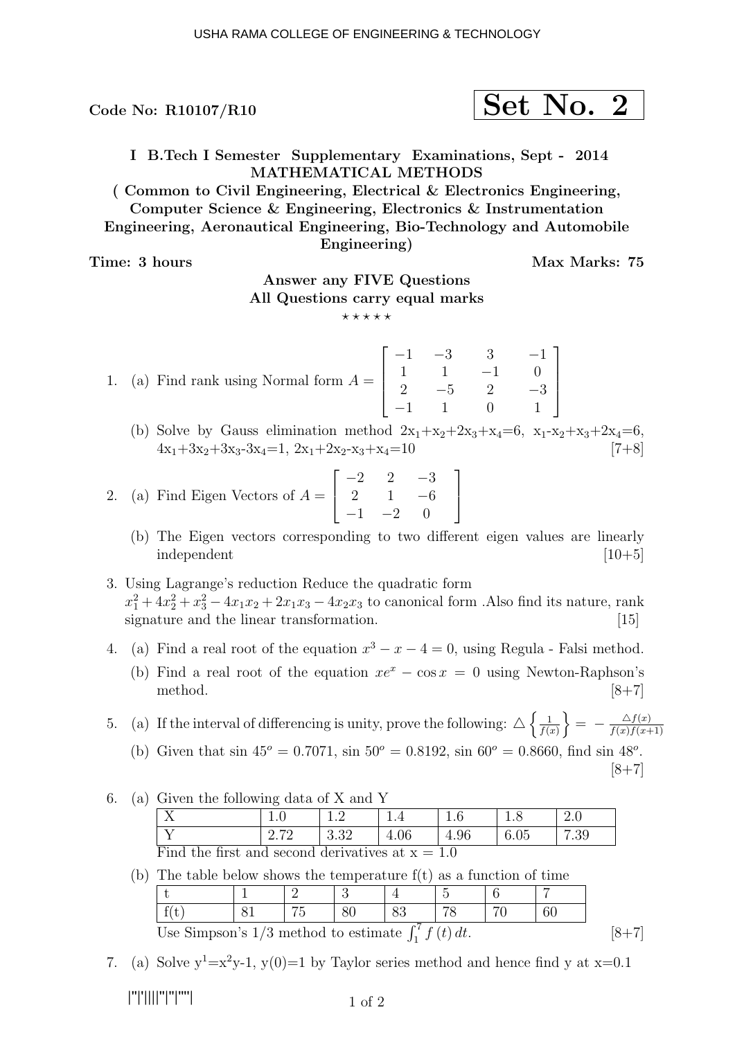Code No: R10107/R10

**Set No. 2**

**I B.Tech I Semester Supplementary Examinations, Sept - 2014**
**MATHEMATICAL METHODS**
**( Common to Civil Engineering, Electrical & Electronics Engineering, Computer Science & Engineering, Electronics & Instrumentation Engineering, Aeronautical Engineering, Bio-Technology and Automobile Engineering)**

**Time: 3 hours** **Max Marks: 75**

**Answer any FIVE Questions**
**All Questions carry equal marks**
⋆ ⋆ ⋆ ⋆ ⋆

1. (a) Find rank using Normal form $A = \begin{bmatrix} -1 & -3 & 3 & -1 \\ 1 & 1 & -1 & 0 \\ 2 & -5 & 2 & -3 \\ -1 & 1 & 0 & 1 \end{bmatrix}$

   (b) Solve by Gauss elimination method $2x_1+x_2+2x_3+x_4=6$, $x_1-x_2+x_3+2x_4=6$, $4x_1+3x_2+3x_3-3x_4=1$, $2x_1+2x_2-x_3+x_4=10$ [7+8]

2. (a) Find Eigen Vectors of $A = \begin{bmatrix} -2 & 2 & -3 \\ 2 & 1 & -6 \\ -1 & -2 & 0 \end{bmatrix}$

   (b) The Eigen vectors corresponding to two different eigen values are linearly independent [10+5]

3. Using Lagrange's reduction Reduce the quadratic form $x_1^2 + 4x_2^2 + x_3^2 - 4x_1x_2 + 2x_1x_3 - 4x_2x_3$ to canonical form .Also find its nature, rank signature and the linear transformation. [15]

4. (a) Find a real root of the equation $x^3 - x - 4 = 0$, using Regula - Falsi method.

   (b) Find a real root of the equation $xe^x - \cos x = 0$ using Newton-Raphson's method. [8+7]

5. (a) If the interval of differencing is unity, prove the following: $\triangle \left\{ \frac{1}{f(x)} \right\} = -\frac{\triangle f(x)}{f(x)f(x+1)}$

   (b) Given that $\sin 45^o = 0.7071$, $\sin 50^o = 0.8192$, $\sin 60^o = 0.8660$, find $\sin 48^o$. [8+7]

6. (a) Given the following data of X and Y

| | | | | | | |
|---|---|---|---|---|---|---|
| X | 1.0 | 1.2 | 1.4 | 1.6 | 1.8 | 2.0 |
| Y | 2.72 | 3.32 | 4.06 | 4.96 | 6.05 | 7.39 |

   Find the first and second derivatives at x = 1.0

   (b) The table below shows the temperature f(t) as a function of time

| | | | | | | | |
|---|---|---|---|---|---|---|---|
| t | 1 | 2 | 3 | 4 | 5 | 6 | 7 |
| f(t) | 81 | 75 | 80 | 83 | 78 | 70 | 60 |

   Use Simpson's 1/3 method to estimate $\int_1^7 f(t)\,dt$. [8+7]

7. (a) Solve $y^1=x^2y-1$, $y(0)=1$ by Taylor series method and hence find y at x=0.1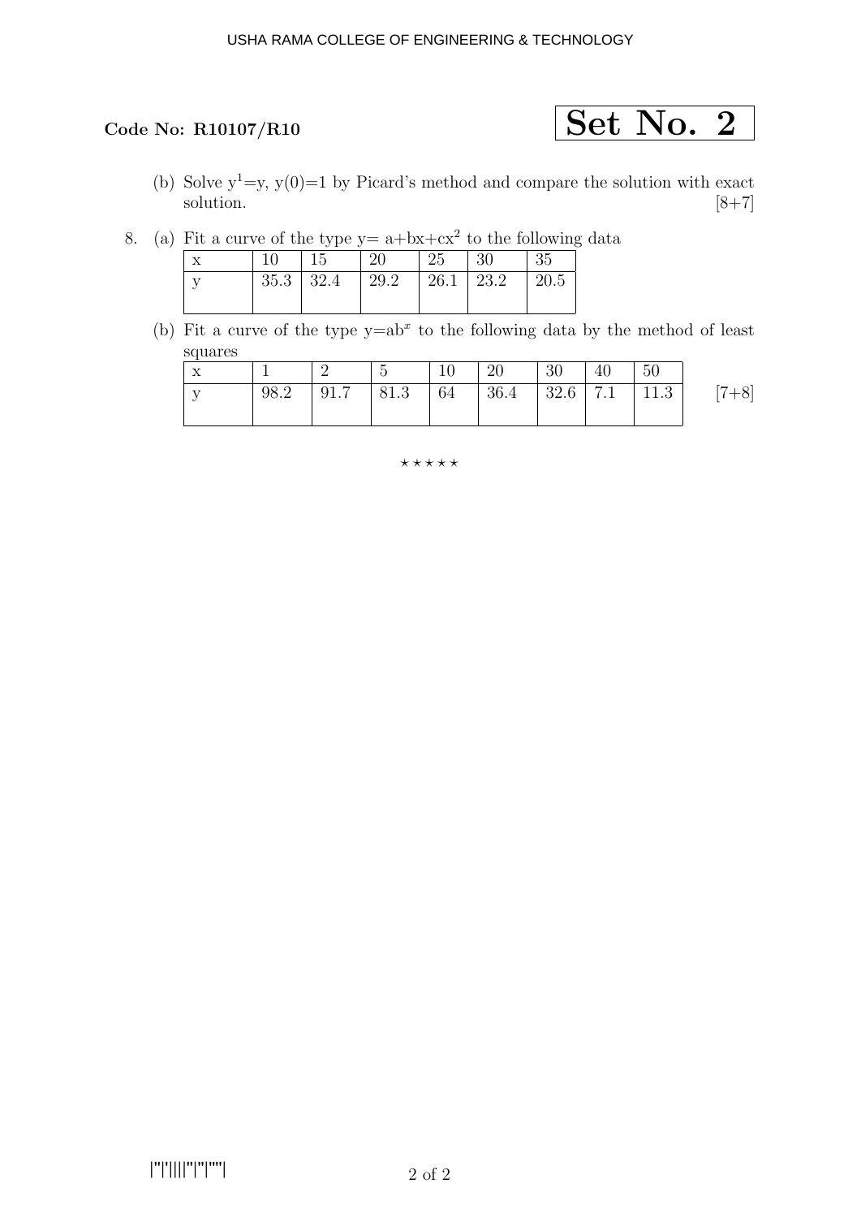**Code No: R10107/R10**

**Set No. 2**

(b) Solve $y^1$=y, y(0)=1 by Picard's method and compare the solution with exact solution. [8+7]

8. (a) Fit a curve of the type $y= a+bx+cx^2$ to the following data

| | | | | | | |
|---|---|---|---|---|---|---|
| x | 10 | 15 | 20 | 25 | 30 | 35 |
| y | 35.3 | 32.4 | 29.2 | 26.1 | 23.2 | 20.5 |

(b) Fit a curve of the type $y=ab^x$ to the following data by the method of least squares

| | | | | | | | | |
|---|---|---|---|---|---|---|---|---|
| x | 1 | 2 | 5 | 10 | 20 | 30 | 40 | 50 |
| y | 98.2 | 91.7 | 81.3 | 64 | 36.4 | 32.6 | 7.1 | 11.3 |

[7+8]

⋆ ⋆ ⋆ ⋆ ⋆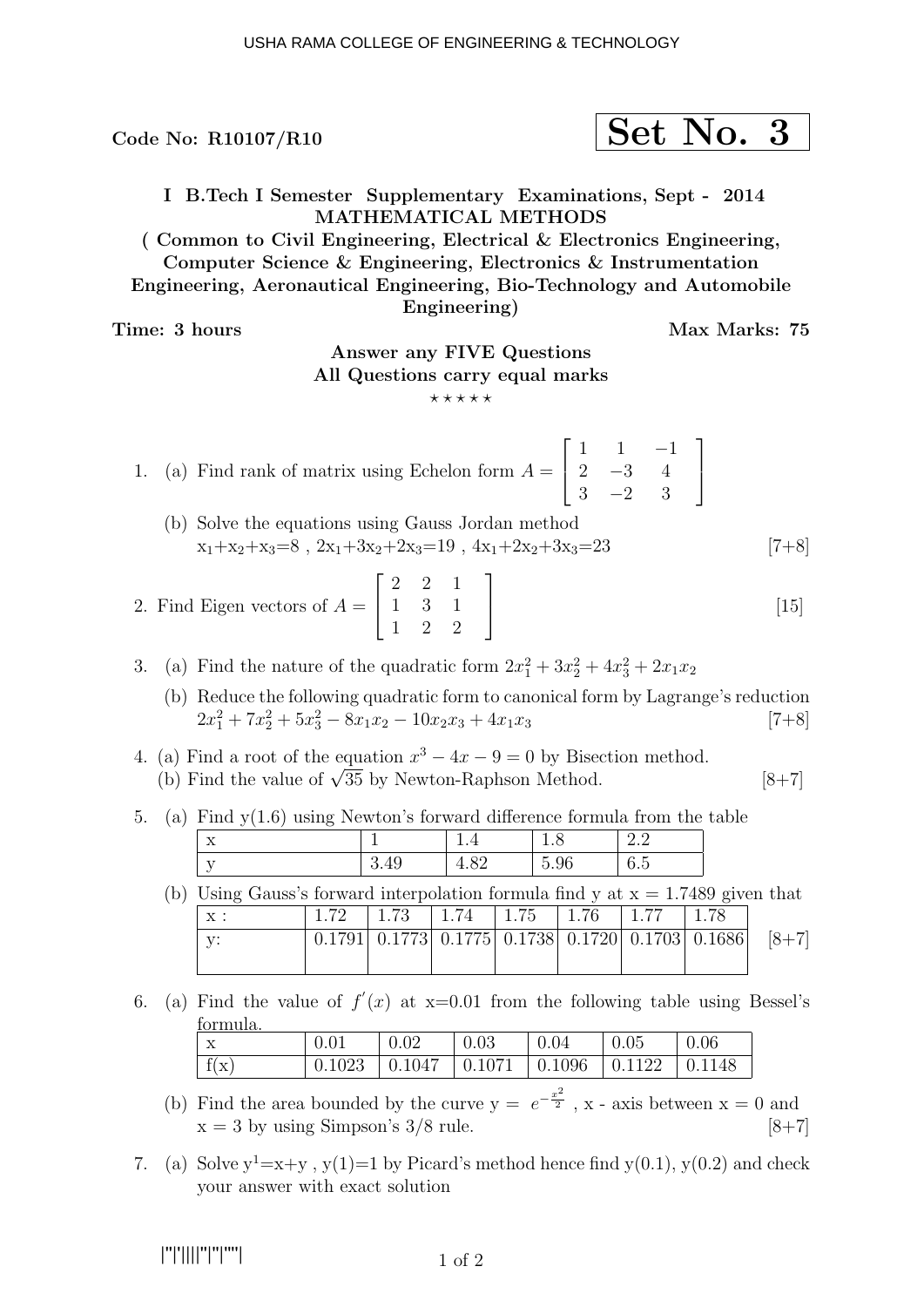Code No: R10107/R10

**Set No. 3**

**I B.Tech I Semester Supplementary Examinations, Sept - 2014**
**MATHEMATICAL METHODS**
**( Common to Civil Engineering, Electrical & Electronics Engineering, Computer Science & Engineering, Electronics & Instrumentation Engineering, Aeronautical Engineering, Bio-Technology and Automobile Engineering)**

**Time: 3 hours** **Max Marks: 75**

**Answer any FIVE Questions**
**All Questions carry equal marks**
⋆ ⋆ ⋆ ⋆ ⋆

1. (a) Find rank of matrix using Echelon form $A = \begin{bmatrix} 1 & 1 & -1 \\ 2 & -3 & 4 \\ 3 & -2 & 3 \end{bmatrix}$

   (b) Solve the equations using Gauss Jordan method
   $x_1+x_2+x_3=8$ , $2x_1+3x_2+2x_3=19$ , $4x_1+2x_2+3x_3=23$ [7+8]

2. Find Eigen vectors of $A = \begin{bmatrix} 2 & 2 & 1 \\ 1 & 3 & 1 \\ 1 & 2 & 2 \end{bmatrix}$ [15]

3. (a) Find the nature of the quadratic form $2x_1^2 + 3x_2^2 + 4x_3^2 + 2x_1x_2$

   (b) Reduce the following quadratic form to canonical form by Lagrange's reduction
   $2x_1^2 + 7x_2^2 + 5x_3^2 - 8x_1x_2 - 10x_2x_3 + 4x_1x_3$ [7+8]

4. (a) Find a root of the equation $x^3 - 4x - 9 = 0$ by Bisection method.
   (b) Find the value of $\sqrt{35}$ by Newton-Raphson Method. [8+7]

5. (a) Find y(1.6) using Newton's forward difference formula from the table

| | | | | |
|---|---|---|---|---|
| x | 1 | 1.4 | 1.8 | 2.2 |
| y | 3.49 | 4.82 | 5.96 | 6.5 |

   (b) Using Gauss's forward interpolation formula find y at x = 1.7489 given that

| | | | | | | | |
|---|---|---|---|---|---|---|---|
| x : | 1.72 | 1.73 | 1.74 | 1.75 | 1.76 | 1.77 | 1.78 |
| y: | 0.1791 | 0.1773 | 0.1775 | 0.1738 | 0.1720 | 0.1703 | 0.1686 |

[8+7]

6. (a) Find the value of $f'(x)$ at x=0.01 from the following table using Bessel's formula.

| | | | | | | |
|---|---|---|---|---|---|---|
| x | 0.01 | 0.02 | 0.03 | 0.04 | 0.05 | 0.06 |
| f(x) | 0.1023 | 0.1047 | 0.1071 | 0.1096 | 0.1122 | 0.1148 |

   (b) Find the area bounded by the curve y = $e^{-\frac{x^2}{2}}$ , x - axis between x = 0 and x = 3 by using Simpson's 3/8 rule. [8+7]

7. (a) Solve $y^1$=x+y , y(1)=1 by Picard's method hence find y(0.1), y(0.2) and check your answer with exact solution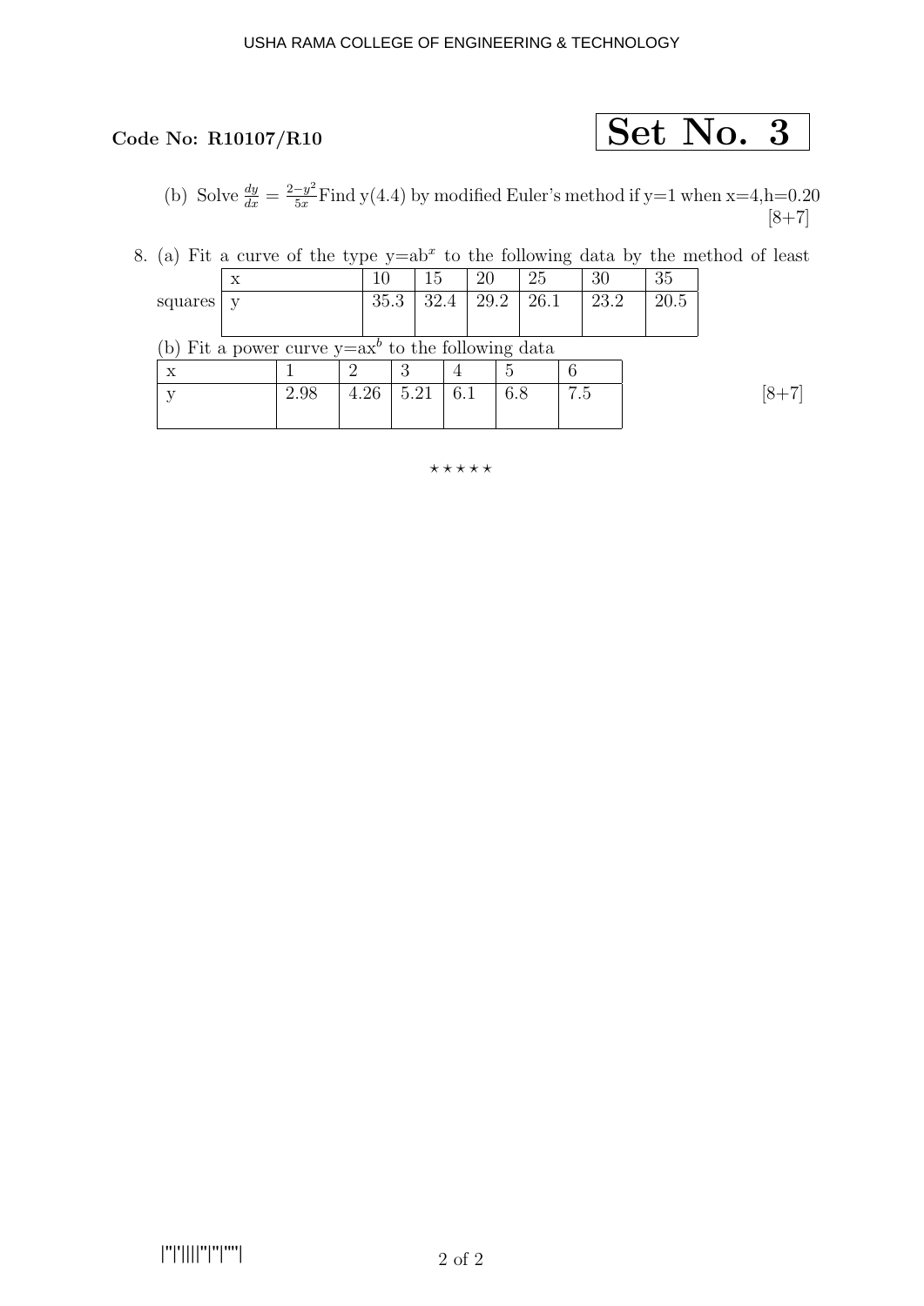**Code No: R10107/R10**

**Set No. 3**

(b) Solve $\frac{dy}{dx} = \frac{2-y^2}{5x}$ Find y(4.4) by modified Euler's method if y=1 when x=4,h=0.20 [8+7]

8. (a) Fit a curve of the type y=a$b^x$ to the following data by the method of least squares

| x | 10 | 15 | 20 | 25 | 30 | 35 |
|---|---|---|---|---|---|---|
| y | 35.3 | 32.4 | 29.2 | 26.1 | 23.2 | 20.5 |

(b) Fit a power curve y=a$x^b$ to the following data

| x | 1 | 2 | 3 | 4 | 5 | 6 |
|---|---|---|---|---|---|---|
| y | 2.98 | 4.26 | 5.21 | 6.1 | 6.8 | 7.5 |

[8+7]

⋆⋆⋆⋆⋆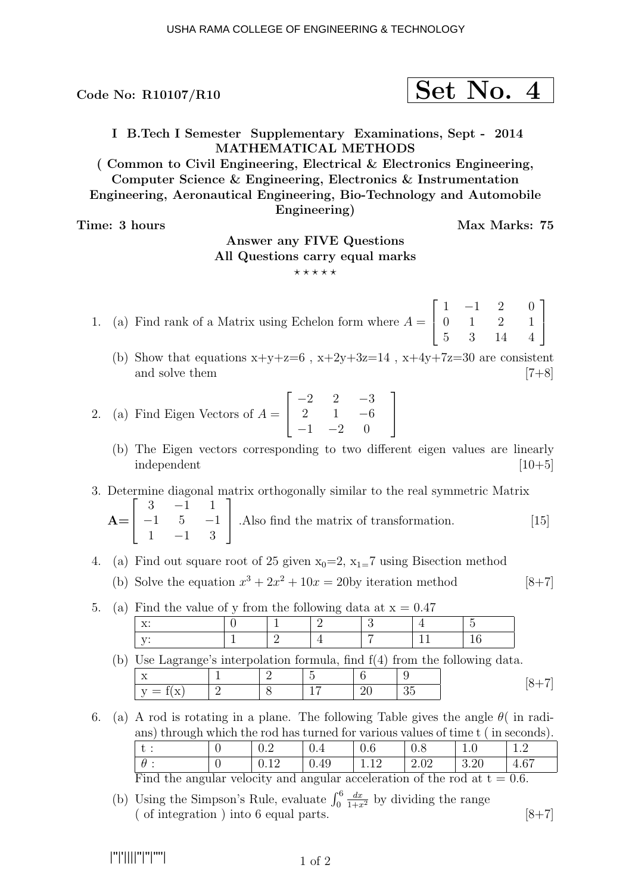USHA RAMA COLLEGE OF ENGINEERING & TECHNOLOGY

Code No: R10107/R10

**Set No. 4**

**I B.Tech I Semester Supplementary Examinations, Sept - 2014**
**MATHEMATICAL METHODS**
**( Common to Civil Engineering, Electrical & Electronics Engineering, Computer Science & Engineering, Electronics & Instrumentation Engineering, Aeronautical Engineering, Bio-Technology and Automobile Engineering)**

**Time: 3 hours** **Max Marks: 75**

**Answer any FIVE Questions**
**All Questions carry equal marks**
⋆ ⋆ ⋆ ⋆ ⋆

1. (a) Find rank of a Matrix using Echelon form where $A = \begin{bmatrix} 1 & -1 & 2 & 0 \\ 0 & 1 & 2 & 1 \\ 5 & 3 & 14 & 4 \end{bmatrix}$

   (b) Show that equations x+y+z=6 , x+2y+3z=14 , x+4y+7z=30 are consistent and solve them [7+8]

2. (a) Find Eigen Vectors of $A = \begin{bmatrix} -2 & 2 & -3 \\ 2 & 1 & -6 \\ -1 & -2 & 0 \end{bmatrix}$

   (b) The Eigen vectors corresponding to two different eigen values are linearly independent [10+5]

3. Determine diagonal matrix orthogonally similar to the real symmetric Matrix
   **A=**$\begin{bmatrix} 3 & -1 & 1 \\ -1 & 5 & -1 \\ 1 & -1 & 3 \end{bmatrix}$.Also find the matrix of transformation. [15]

4. (a) Find out square root of 25 given $x_0$=2, $x_1$=7 using Bisection method

   (b) Solve the equation $x^3 + 2x^2 + 10x = 20$by iteration method [8+7]

5. (a) Find the value of y from the following data at x = 0.47

| | | | | | | |
|---|---|---|---|---|---|---|
| x: | 0 | 1 | 2 | 3 | 4 | 5 |
| y: | 1 | 2 | 4 | 7 | 11 | 16 |

   (b) Use Lagrange's interpolation formula, find f(4) from the following data.

| | | | | | |
|---|---|---|---|---|---|
| x | 1 | 2 | 5 | 6 | 9 |
| y = f(x) | 2 | 8 | 17 | 20 | 35 |

[8+7]

6. (a) A rod is rotating in a plane. The following Table gives the angle $\theta$( in radians) through which the rod has turned for various values of time t ( in seconds).

| | | | | | | | |
|---|---|---|---|---|---|---|---|
| t : | 0 | 0.2 | 0.4 | 0.6 | 0.8 | 1.0 | 1.2 |
| $\theta$ : | 0 | 0.12 | 0.49 | 1.12 | 2.02 | 3.20 | 4.67 |

   Find the angular velocity and angular acceleration of the rod at t = 0.6.

   (b) Using the Simpson's Rule, evaluate $\int_0^6 \frac{dx}{1+x^2}$ by dividing the range ( of integration ) into 6 equal parts. [8+7]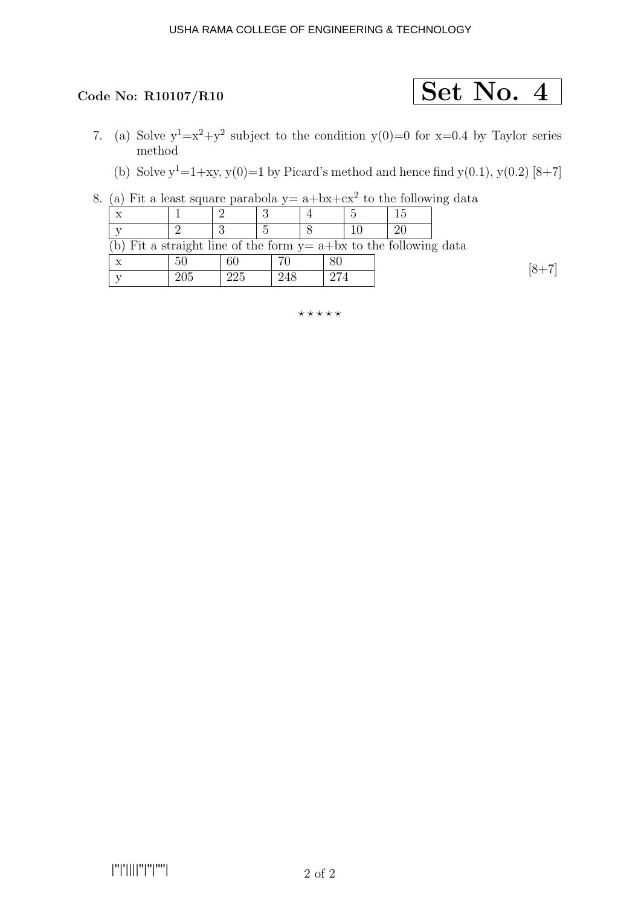**Code No: R10107/R10**

**Set No. 4**

7. (a) Solve $y^1=x^2+y^2$ subject to the condition $y(0)=0$ for $x=0.4$ by Taylor series method

   (b) Solve $y^1=1+xy$, $y(0)=1$ by Picard's method and hence find $y(0.1)$, $y(0.2)$ [8+7]

8. (a) Fit a least square parabola $y= a+bx+cx^2$ to the following data

| | | | | | | |
|---|---|---|---|---|---|---|
| x | 1 | 2 | 3 | 4 | 5 | 15 |
| y | 2 | 3 | 5 | 8 | 10 | 20 |

   (b) Fit a straight line of the form $y= a+bx$ to the following data

| | | | | |
|---|---|---|---|---|
| x | 50 | 60 | 70 | 80 |
| y | 205 | 225 | 248 | 274 |

[8+7]

⋆ ⋆ ⋆ ⋆ ⋆